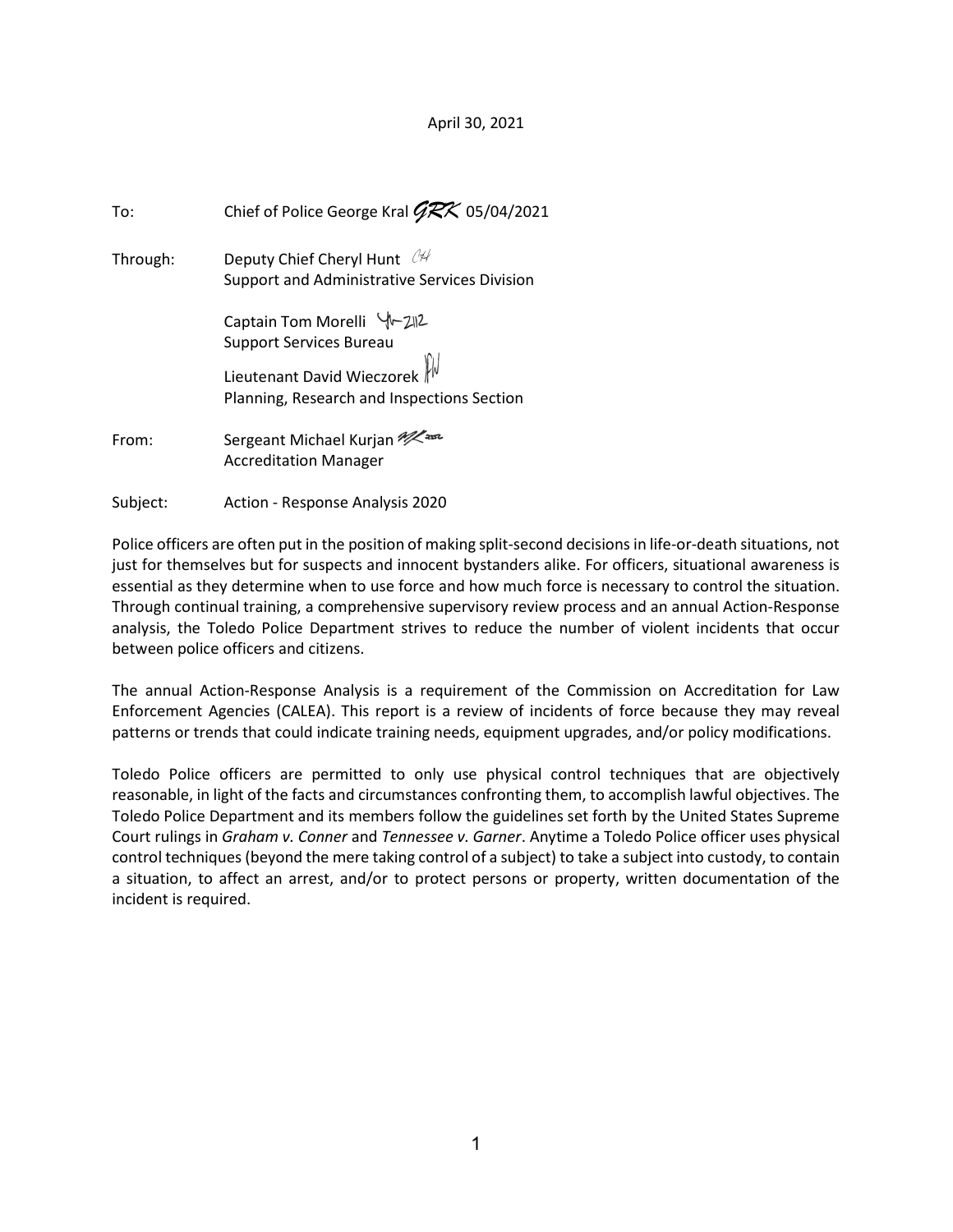April 30, 2021

To: Chief of Police George Kral *GRK* 05/04/2021

Through: Deputy Chief Cheryl Hunt *CH*
Support and Administrative Services Division

Captain Tom Morelli *TM-2112*
Support Services Bureau

Lieutenant David Wieczorek *DW*
Planning, Research and Inspections Section

From: Sergeant Michael Kurjan *MK 2552*
Accreditation Manager

Subject: Action - Response Analysis 2020

Police officers are often put in the position of making split-second decisions in life-or-death situations, not just for themselves but for suspects and innocent bystanders alike. For officers, situational awareness is essential as they determine when to use force and how much force is necessary to control the situation. Through continual training, a comprehensive supervisory review process and an annual Action-Response analysis, the Toledo Police Department strives to reduce the number of violent incidents that occur between police officers and citizens.

The annual Action-Response Analysis is a requirement of the Commission on Accreditation for Law Enforcement Agencies (CALEA). This report is a review of incidents of force because they may reveal patterns or trends that could indicate training needs, equipment upgrades, and/or policy modifications.

Toledo Police officers are permitted to only use physical control techniques that are objectively reasonable, in light of the facts and circumstances confronting them, to accomplish lawful objectives. The Toledo Police Department and its members follow the guidelines set forth by the United States Supreme Court rulings in *Graham v. Conner* and *Tennessee v. Garner*. Anytime a Toledo Police officer uses physical control techniques (beyond the mere taking control of a subject) to take a subject into custody, to contain a situation, to affect an arrest, and/or to protect persons or property, written documentation of the incident is required.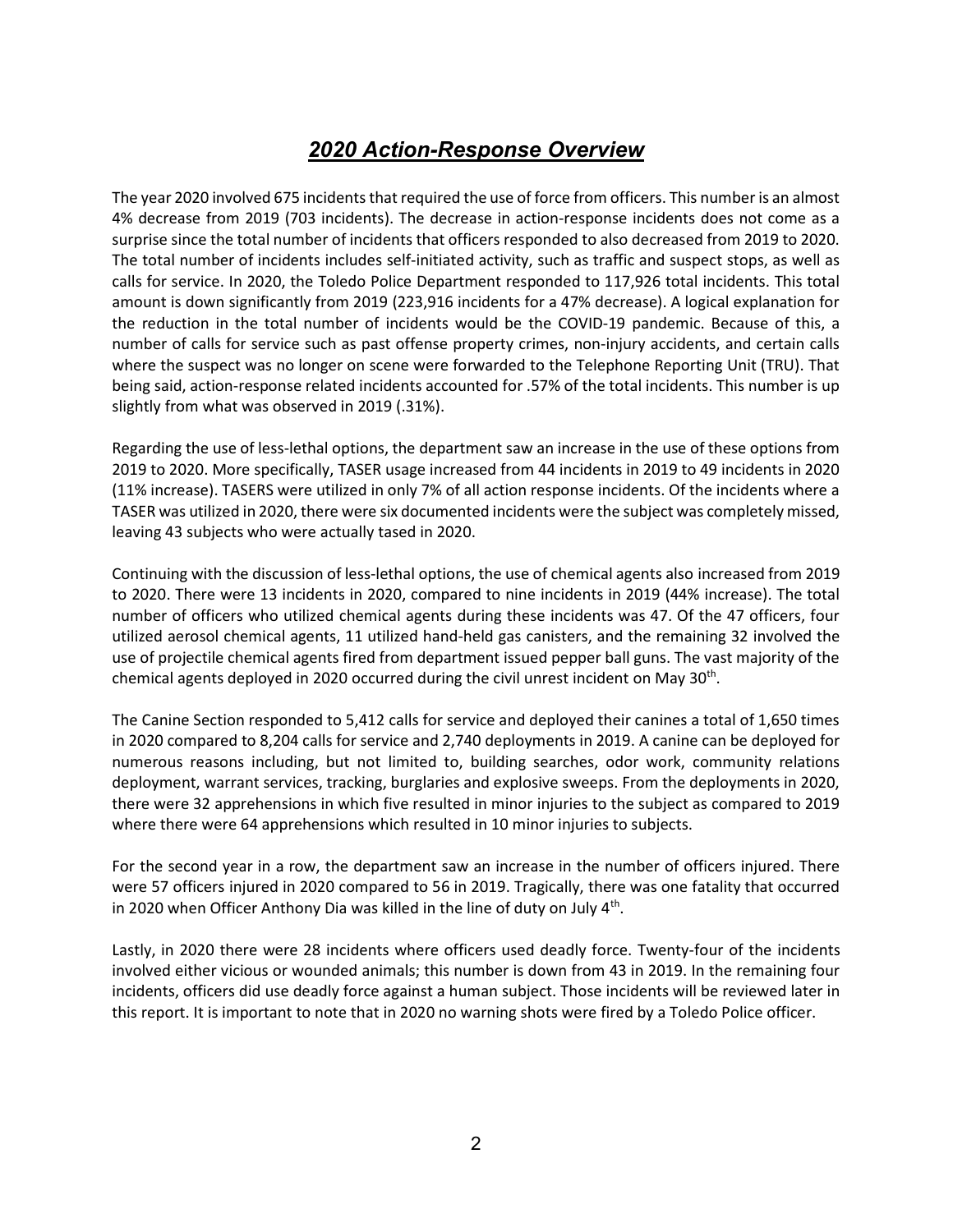## ***2020 Action-Response Overview***

The year 2020 involved 675 incidents that required the use of force from officers. This number is an almost 4% decrease from 2019 (703 incidents). The decrease in action-response incidents does not come as a surprise since the total number of incidents that officers responded to also decreased from 2019 to 2020. The total number of incidents includes self-initiated activity, such as traffic and suspect stops, as well as calls for service. In 2020, the Toledo Police Department responded to 117,926 total incidents. This total amount is down significantly from 2019 (223,916 incidents for a 47% decrease). A logical explanation for the reduction in the total number of incidents would be the COVID-19 pandemic. Because of this, a number of calls for service such as past offense property crimes, non-injury accidents, and certain calls where the suspect was no longer on scene were forwarded to the Telephone Reporting Unit (TRU). That being said, action-response related incidents accounted for .57% of the total incidents. This number is up slightly from what was observed in 2019 (.31%).

Regarding the use of less-lethal options, the department saw an increase in the use of these options from 2019 to 2020. More specifically, TASER usage increased from 44 incidents in 2019 to 49 incidents in 2020 (11% increase). TASERS were utilized in only 7% of all action response incidents. Of the incidents where a TASER was utilized in 2020, there were six documented incidents were the subject was completely missed, leaving 43 subjects who were actually tased in 2020.

Continuing with the discussion of less-lethal options, the use of chemical agents also increased from 2019 to 2020. There were 13 incidents in 2020, compared to nine incidents in 2019 (44% increase). The total number of officers who utilized chemical agents during these incidents was 47. Of the 47 officers, four utilized aerosol chemical agents, 11 utilized hand-held gas canisters, and the remaining 32 involved the use of projectile chemical agents fired from department issued pepper ball guns. The vast majority of the chemical agents deployed in 2020 occurred during the civil unrest incident on May 30th.

The Canine Section responded to 5,412 calls for service and deployed their canines a total of 1,650 times in 2020 compared to 8,204 calls for service and 2,740 deployments in 2019. A canine can be deployed for numerous reasons including, but not limited to, building searches, odor work, community relations deployment, warrant services, tracking, burglaries and explosive sweeps. From the deployments in 2020, there were 32 apprehensions in which five resulted in minor injuries to the subject as compared to 2019 where there were 64 apprehensions which resulted in 10 minor injuries to subjects.

For the second year in a row, the department saw an increase in the number of officers injured. There were 57 officers injured in 2020 compared to 56 in 2019. Tragically, there was one fatality that occurred in 2020 when Officer Anthony Dia was killed in the line of duty on July 4th.

Lastly, in 2020 there were 28 incidents where officers used deadly force. Twenty-four of the incidents involved either vicious or wounded animals; this number is down from 43 in 2019. In the remaining four incidents, officers did use deadly force against a human subject. Those incidents will be reviewed later in this report. It is important to note that in 2020 no warning shots were fired by a Toledo Police officer.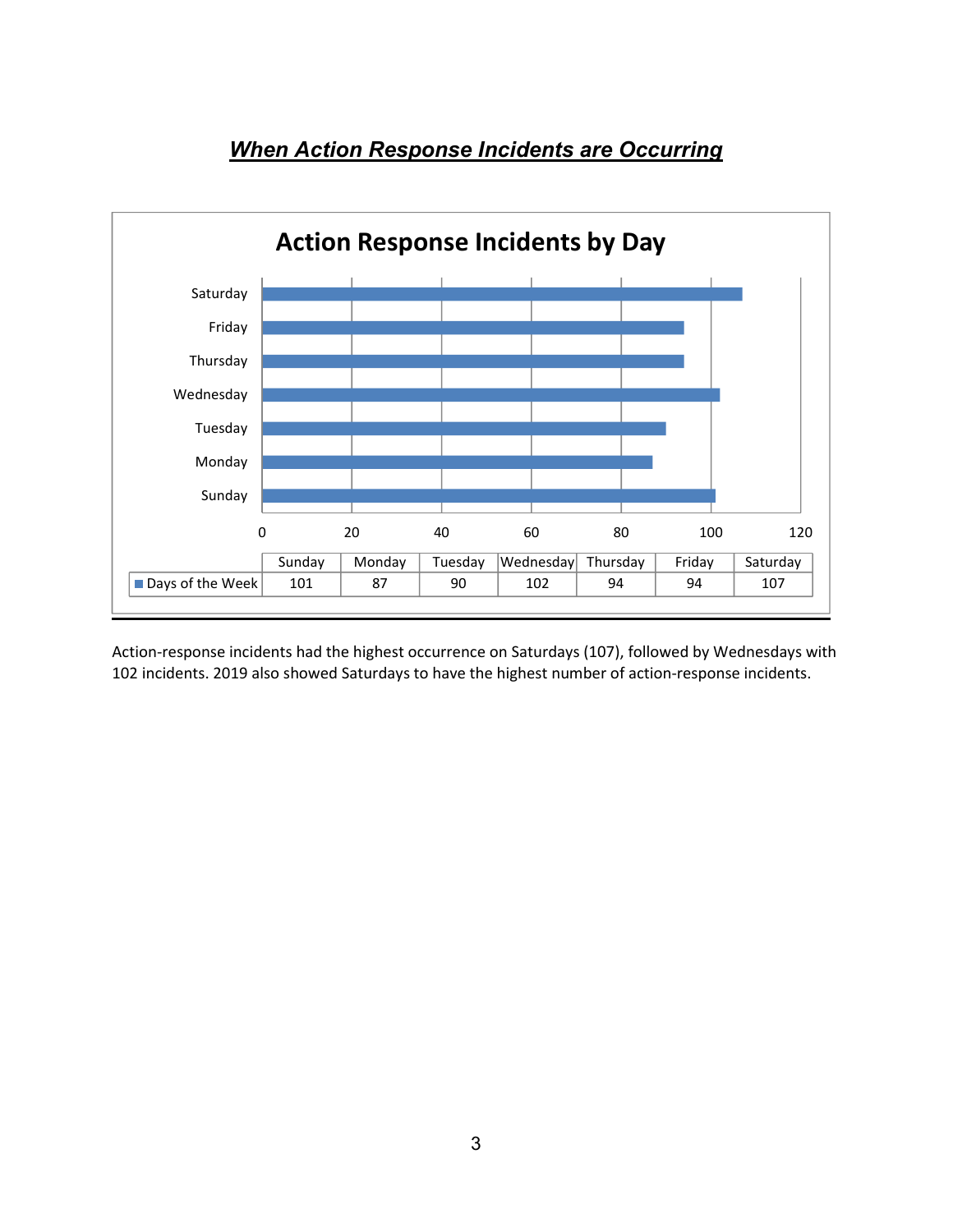## ***When Action Response Incidents are Occurring***

**Action Response Incidents by Day**

| | Sunday | Monday | Tuesday | Wednesday | Thursday | Friday | Saturday |
|---|---|---|---|---|---|---|---|
| Days of the Week | 101 | 87 | 90 | 102 | 94 | 94 | 107 |

Action-response incidents had the highest occurrence on Saturdays (107), followed by Wednesdays with 102 incidents. 2019 also showed Saturdays to have the highest number of action-response incidents.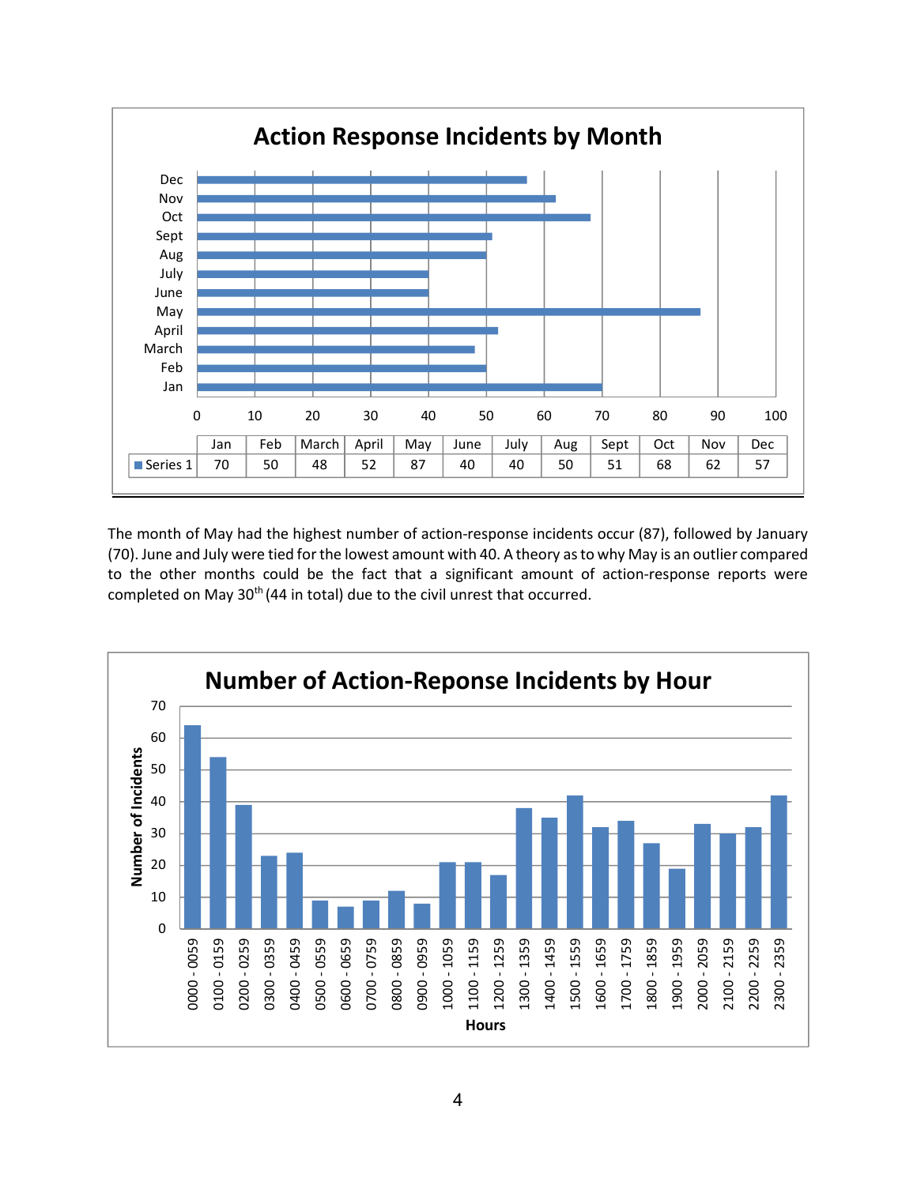## Action Response Incidents by Month

| | Jan | Feb | March | April | May | June | July | Aug | Sept | Oct | Nov | Dec |
|---|---|---|---|---|---|---|---|---|---|---|---|---|
| Series 1 | 70 | 50 | 48 | 52 | 87 | 40 | 40 | 50 | 51 | 68 | 62 | 57 |

The month of May had the highest number of action-response incidents occur (87), followed by January (70). June and July were tied for the lowest amount with 40. A theory as to why May is an outlier compared to the other months could be the fact that a significant amount of action-response reports were completed on May 30th (44 in total) due to the civil unrest that occurred.

## Number of Action-Reponse Incidents by Hour

| Hours | Number of Incidents |
|---|---|
| 0000 - 0059 | 64 |
| 0100 - 0159 | 54 |
| 0200 - 0259 | 39 |
| 0300 - 0359 | 23 |
| 0400 - 0459 | 24 |
| 0500 - 0559 | 9 |
| 0600 - 0659 | 7 |
| 0700 - 0759 | 9 |
| 0800 - 0859 | 12 |
| 0900 - 0959 | 8 |
| 1000 - 1059 | 21 |
| 1100 - 1159 | 21 |
| 1200 - 1259 | 17 |
| 1300 - 1359 | 38 |
| 1400 - 1459 | 35 |
| 1500 - 1559 | 42 |
| 1600 - 1659 | 32 |
| 1700 - 1759 | 34 |
| 1800 - 1859 | 27 |
| 1900 - 1959 | 19 |
| 2000 - 2059 | 33 |
| 2100 - 2159 | 30 |
| 2200 - 2259 | 32 |
| 2300 - 2359 | 42 |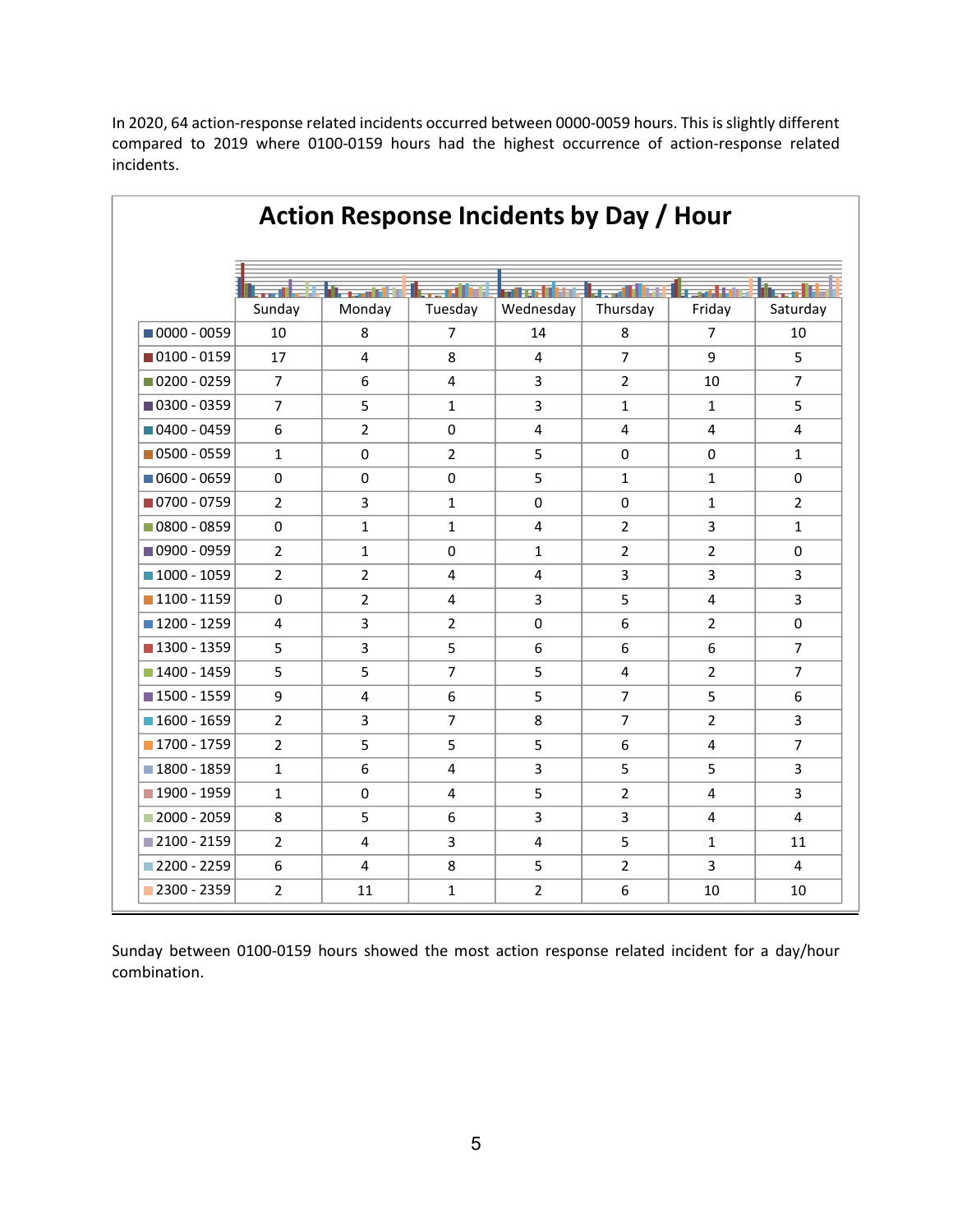In 2020, 64 action-response related incidents occurred between 0000-0059 hours. This is slightly different compared to 2019 where 0100-0159 hours had the highest occurrence of action-response related incidents.

## Action Response Incidents by Day / Hour

| | Sunday | Monday | Tuesday | Wednesday | Thursday | Friday | Saturday |
|---|---|---|---|---|---|---|---|
| 0000 - 0059 | 10 | 8 | 7 | 14 | 8 | 7 | 10 |
| 0100 - 0159 | 17 | 4 | 8 | 4 | 7 | 9 | 5 |
| 0200 - 0259 | 7 | 6 | 4 | 3 | 2 | 10 | 7 |
| 0300 - 0359 | 7 | 5 | 1 | 3 | 1 | 1 | 5 |
| 0400 - 0459 | 6 | 2 | 0 | 4 | 4 | 4 | 4 |
| 0500 - 0559 | 1 | 0 | 2 | 5 | 0 | 0 | 1 |
| 0600 - 0659 | 0 | 0 | 0 | 5 | 1 | 1 | 0 |
| 0700 - 0759 | 2 | 3 | 1 | 0 | 0 | 1 | 2 |
| 0800 - 0859 | 0 | 1 | 1 | 4 | 2 | 3 | 1 |
| 0900 - 0959 | 2 | 1 | 0 | 1 | 2 | 2 | 0 |
| 1000 - 1059 | 2 | 2 | 4 | 4 | 3 | 3 | 3 |
| 1100 - 1159 | 0 | 2 | 4 | 3 | 5 | 4 | 3 |
| 1200 - 1259 | 4 | 3 | 2 | 0 | 6 | 2 | 0 |
| 1300 - 1359 | 5 | 3 | 5 | 6 | 6 | 6 | 7 |
| 1400 - 1459 | 5 | 5 | 7 | 5 | 4 | 2 | 7 |
| 1500 - 1559 | 9 | 4 | 6 | 5 | 7 | 5 | 6 |
| 1600 - 1659 | 2 | 3 | 7 | 8 | 7 | 2 | 3 |
| 1700 - 1759 | 2 | 5 | 5 | 5 | 6 | 4 | 7 |
| 1800 - 1859 | 1 | 6 | 4 | 3 | 5 | 5 | 3 |
| 1900 - 1959 | 1 | 0 | 4 | 5 | 2 | 4 | 3 |
| 2000 - 2059 | 8 | 5 | 6 | 3 | 3 | 4 | 4 |
| 2100 - 2159 | 2 | 4 | 3 | 4 | 5 | 1 | 11 |
| 2200 - 2259 | 6 | 4 | 8 | 5 | 2 | 3 | 4 |
| 2300 - 2359 | 2 | 11 | 1 | 2 | 6 | 10 | 10 |

Sunday between 0100-0159 hours showed the most action response related incident for a day/hour combination.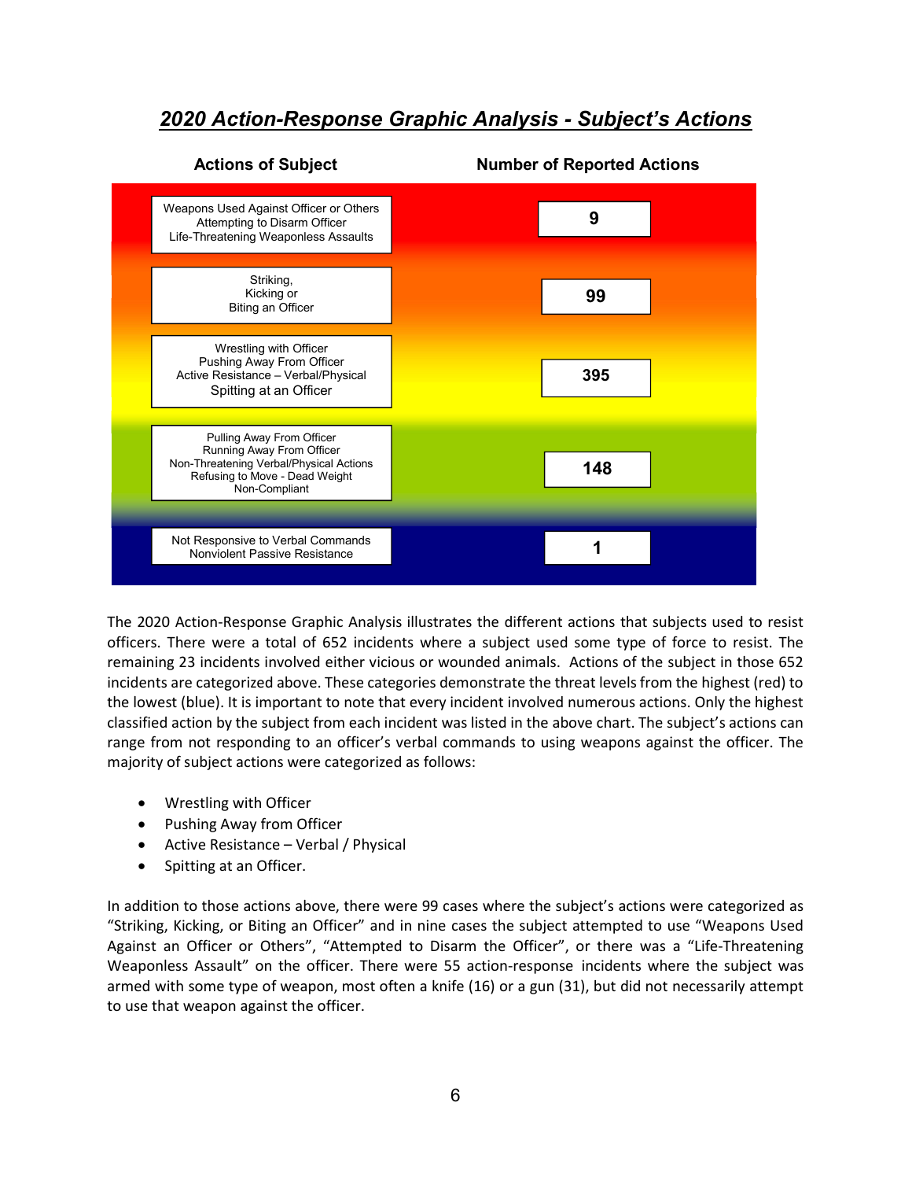## *2020 Action-Response Graphic Analysis - Subject's Actions*

| Actions of Subject | Number of Reported Actions |
|---|---|
| Weapons Used Against Officer or Others<br>Attempting to Disarm Officer<br>Life-Threatening Weaponless Assaults | 9 |
| Striking,<br>Kicking or<br>Biting an Officer | 99 |
| Wrestling with Officer<br>Pushing Away From Officer<br>Active Resistance – Verbal/Physical<br>Spitting at an Officer | 395 |
| Pulling Away From Officer<br>Running Away From Officer<br>Non-Threatening Verbal/Physical Actions<br>Refusing to Move - Dead Weight<br>Non-Compliant | 148 |
| Not Responsive to Verbal Commands<br>Nonviolent Passive Resistance | 1 |

The 2020 Action-Response Graphic Analysis illustrates the different actions that subjects used to resist officers. There were a total of 652 incidents where a subject used some type of force to resist. The remaining 23 incidents involved either vicious or wounded animals. Actions of the subject in those 652 incidents are categorized above. These categories demonstrate the threat levels from the highest (red) to the lowest (blue). It is important to note that every incident involved numerous actions. Only the highest classified action by the subject from each incident was listed in the above chart. The subject's actions can range from not responding to an officer's verbal commands to using weapons against the officer. The majority of subject actions were categorized as follows:

- Wrestling with Officer
- Pushing Away from Officer
- Active Resistance – Verbal / Physical
- Spitting at an Officer.

In addition to those actions above, there were 99 cases where the subject's actions were categorized as "Striking, Kicking, or Biting an Officer" and in nine cases the subject attempted to use "Weapons Used Against an Officer or Others", "Attempted to Disarm the Officer", or there was a "Life-Threatening Weaponless Assault" on the officer. There were 55 action-response incidents where the subject was armed with some type of weapon, most often a knife (16) or a gun (31), but did not necessarily attempt to use that weapon against the officer.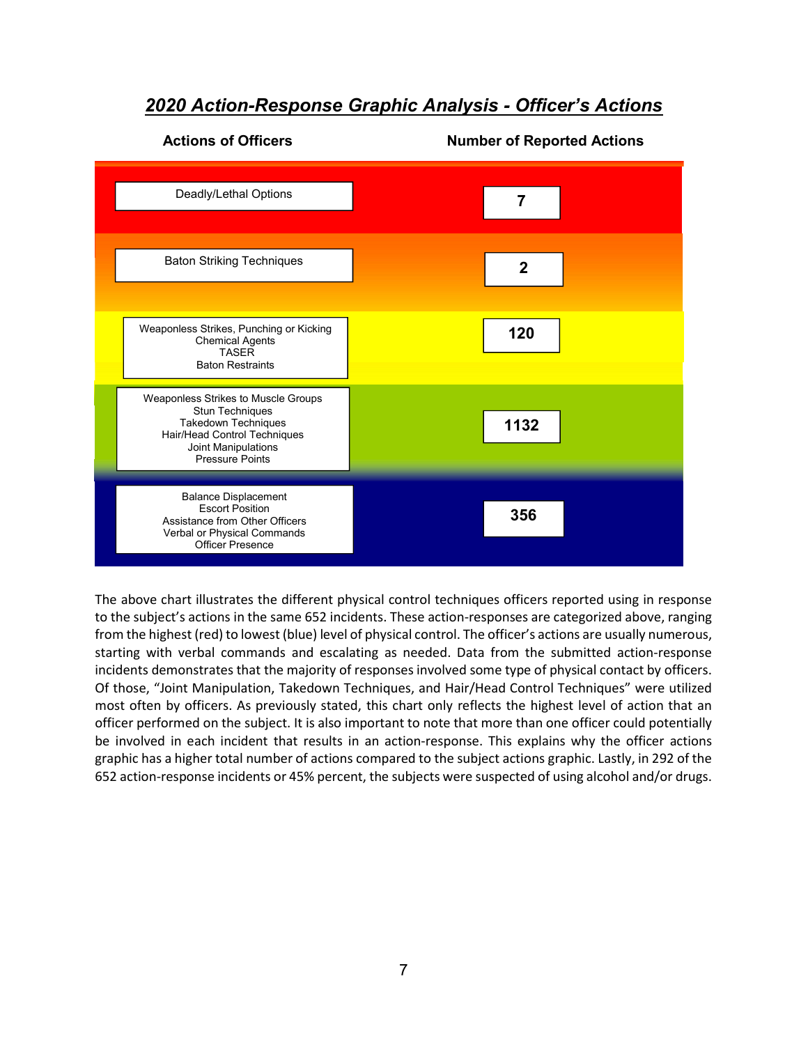## *2020 Action-Response Graphic Analysis - Officer's Actions*

| Actions of Officers | Number of Reported Actions |
| --- | --- |
| Deadly/Lethal Options | 7 |
| Baton Striking Techniques | 2 |
| Weaponless Strikes, Punching or Kicking<br>Chemical Agents<br>TASER<br>Baton Restraints | 120 |
| Weaponless Strikes to Muscle Groups<br>Stun Techniques<br>Takedown Techniques<br>Hair/Head Control Techniques<br>Joint Manipulations<br>Pressure Points | 1132 |
| Balance Displacement<br>Escort Position<br>Assistance from Other Officers<br>Verbal or Physical Commands<br>Officer Presence | 356 |

The above chart illustrates the different physical control techniques officers reported using in response to the subject's actions in the same 652 incidents. These action-responses are categorized above, ranging from the highest (red) to lowest (blue) level of physical control. The officer's actions are usually numerous, starting with verbal commands and escalating as needed. Data from the submitted action-response incidents demonstrates that the majority of responses involved some type of physical contact by officers. Of those, "Joint Manipulation, Takedown Techniques, and Hair/Head Control Techniques" were utilized most often by officers. As previously stated, this chart only reflects the highest level of action that an officer performed on the subject. It is also important to note that more than one officer could potentially be involved in each incident that results in an action-response. This explains why the officer actions graphic has a higher total number of actions compared to the subject actions graphic. Lastly, in 292 of the 652 action-response incidents or 45% percent, the subjects were suspected of using alcohol and/or drugs.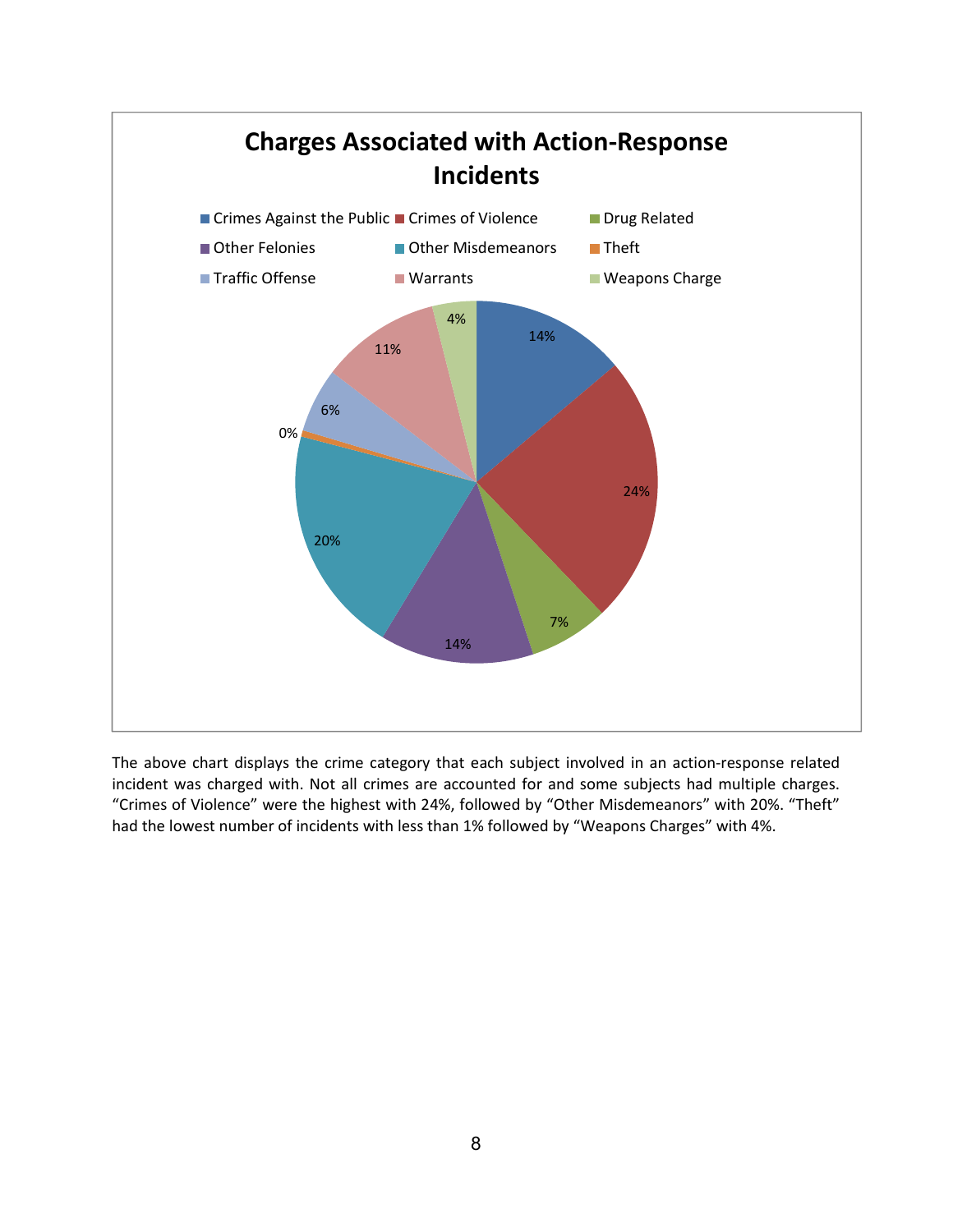## Charges Associated with Action-Response Incidents

| Category | Percentage |
|---|---|
| Crimes Against the Public | 14% |
| Crimes of Violence | 24% |
| Drug Related | 7% |
| Other Felonies | 14% |
| Other Misdemeanors | 20% |
| Theft | 0% |
| Traffic Offense | 6% |
| Warrants | 11% |
| Weapons Charge | 4% |

The above chart displays the crime category that each subject involved in an action-response related incident was charged with. Not all crimes are accounted for and some subjects had multiple charges. “Crimes of Violence” were the highest with 24%, followed by “Other Misdemeanors” with 20%. “Theft” had the lowest number of incidents with less than 1% followed by “Weapons Charges” with 4%.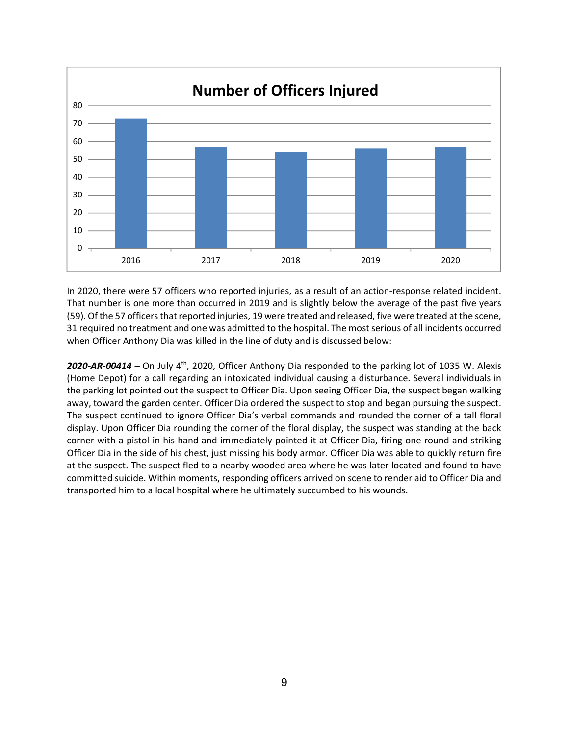**Number of Officers Injured**

In 2020, there were 57 officers who reported injuries, as a result of an action-response related incident. That number is one more than occurred in 2019 and is slightly below the average of the past five years (59). Of the 57 officers that reported injuries, 19 were treated and released, five were treated at the scene, 31 required no treatment and one was admitted to the hospital. The most serious of all incidents occurred when Officer Anthony Dia was killed in the line of duty and is discussed below:

***2020-AR-00414*** – On July 4th, 2020, Officer Anthony Dia responded to the parking lot of 1035 W. Alexis (Home Depot) for a call regarding an intoxicated individual causing a disturbance. Several individuals in the parking lot pointed out the suspect to Officer Dia. Upon seeing Officer Dia, the suspect began walking away, toward the garden center. Officer Dia ordered the suspect to stop and began pursuing the suspect. The suspect continued to ignore Officer Dia's verbal commands and rounded the corner of a tall floral display. Upon Officer Dia rounding the corner of the floral display, the suspect was standing at the back corner with a pistol in his hand and immediately pointed it at Officer Dia, firing one round and striking Officer Dia in the side of his chest, just missing his body armor. Officer Dia was able to quickly return fire at the suspect. The suspect fled to a nearby wooded area where he was later located and found to have committed suicide. Within moments, responding officers arrived on scene to render aid to Officer Dia and transported him to a local hospital where he ultimately succumbed to his wounds.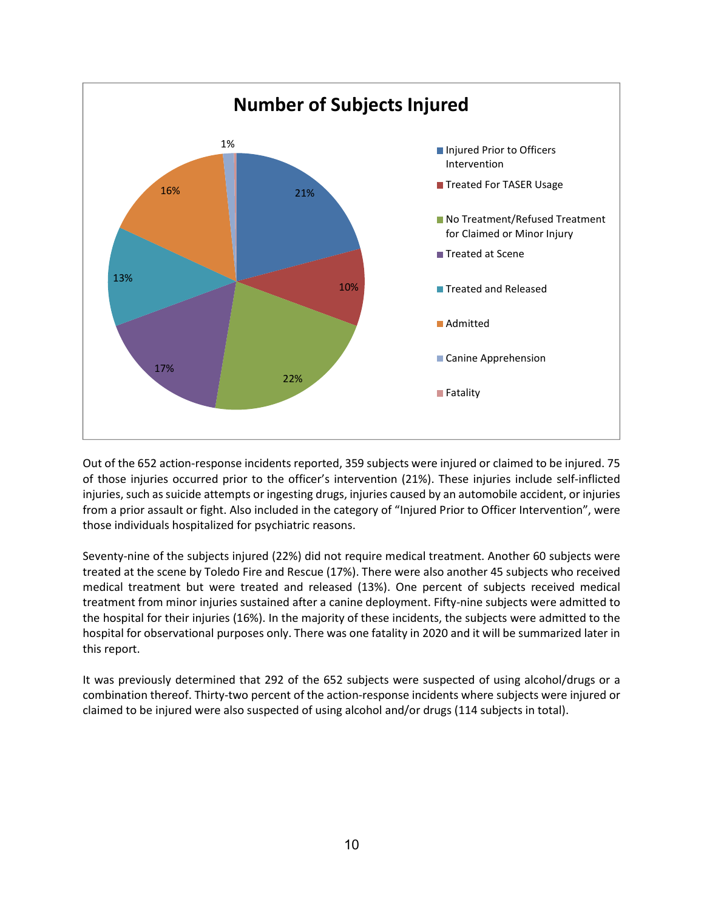## Number of Subjects Injured

- Injured Prior to Officers Intervention: 21%
- Treated For TASER Usage: 10%
- No Treatment/Refused Treatment for Claimed or Minor Injury: 22%
- Treated at Scene: 17%
- Treated and Released: 13%
- Admitted: 16%
- Canine Apprehension: 1%
- Fatality

Out of the 652 action-response incidents reported, 359 subjects were injured or claimed to be injured. 75 of those injuries occurred prior to the officer's intervention (21%). These injuries include self-inflicted injuries, such as suicide attempts or ingesting drugs, injuries caused by an automobile accident, or injuries from a prior assault or fight. Also included in the category of "Injured Prior to Officer Intervention", were those individuals hospitalized for psychiatric reasons.

Seventy-nine of the subjects injured (22%) did not require medical treatment. Another 60 subjects were treated at the scene by Toledo Fire and Rescue (17%). There were also another 45 subjects who received medical treatment but were treated and released (13%). One percent of subjects received medical treatment from minor injuries sustained after a canine deployment. Fifty-nine subjects were admitted to the hospital for their injuries (16%). In the majority of these incidents, the subjects were admitted to the hospital for observational purposes only. There was one fatality in 2020 and it will be summarized later in this report.

It was previously determined that 292 of the 652 subjects were suspected of using alcohol/drugs or a combination thereof. Thirty-two percent of the action-response incidents where subjects were injured or claimed to be injured were also suspected of using alcohol and/or drugs (114 subjects in total).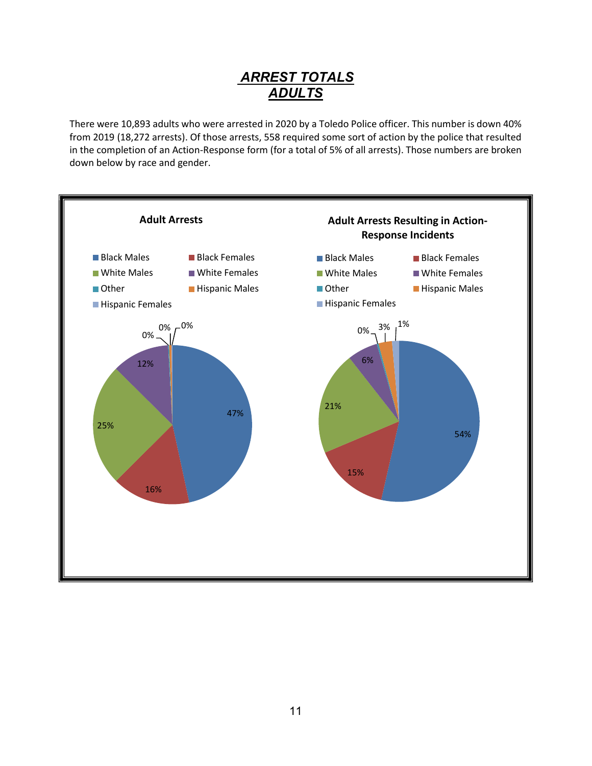# *ARREST TOTALS*
# *ADULTS*

There were 10,893 adults who were arrested in 2020 by a Toledo Police officer. This number is down 40% from 2019 (18,272 arrests). Of those arrests, 558 required some sort of action by the police that resulted in the completion of an Action-Response form (for a total of 5% of all arrests). Those numbers are broken down below by race and gender.

**Adult Arrests**

| Category | Percent |
|---|---|
| Black Males | 47% |
| Black Females | 16% |
| White Males | 25% |
| White Females | 12% |
| Other | 0% |
| Hispanic Males | 0% |
| Hispanic Females | 0% |

**Adult Arrests Resulting in Action-Response Incidents**

| Category | Percent |
|---|---|
| Black Males | 54% |
| Black Females | 15% |
| White Males | 21% |
| White Females | 6% |
| Other | 0% |
| Hispanic Males | 3% |
| Hispanic Females | 1% |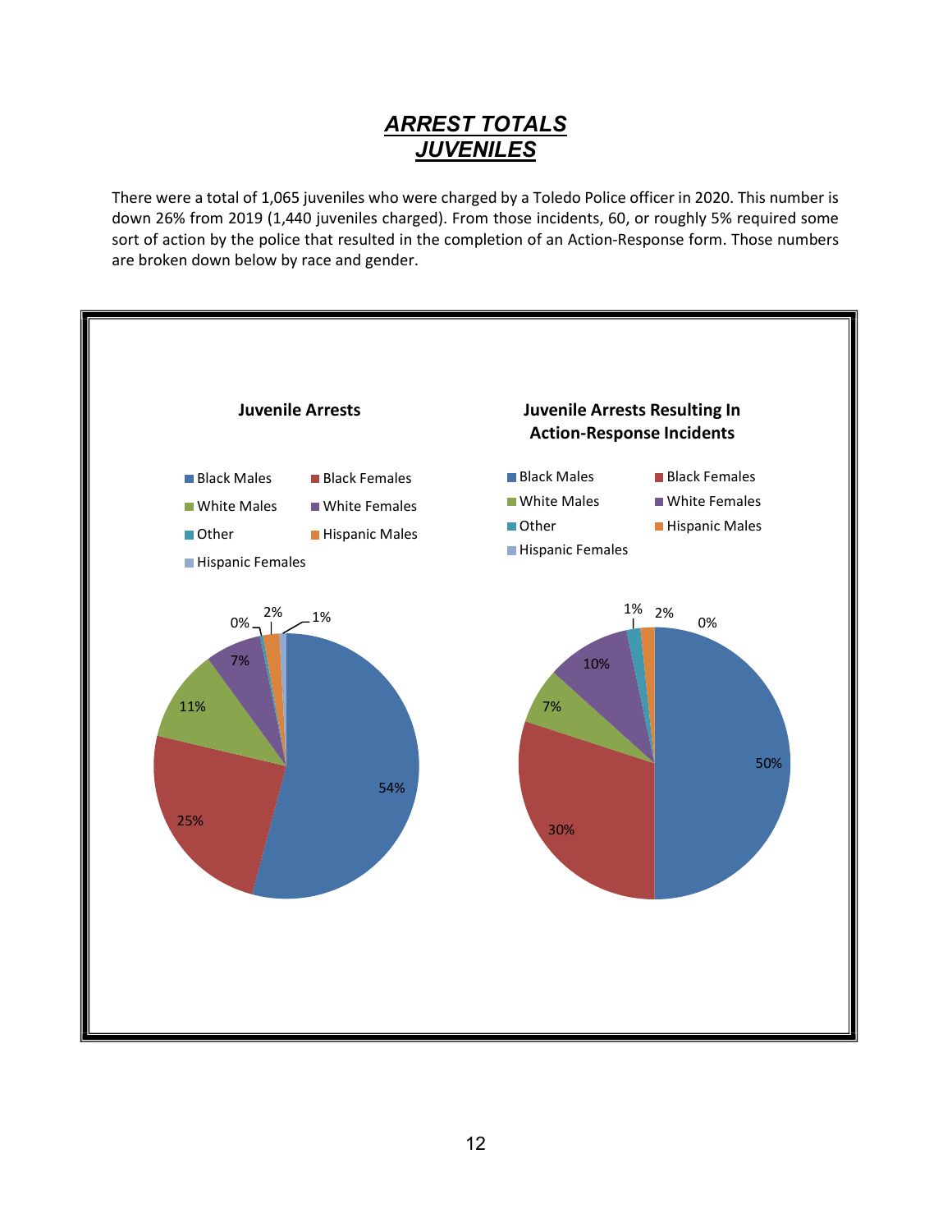# *ARREST TOTALS*
# *JUVENILES*

There were a total of 1,065 juveniles who were charged by a Toledo Police officer in 2020. This number is down 26% from 2019 (1,440 juveniles charged). From those incidents, 60, or roughly 5% required some sort of action by the police that resulted in the completion of an Action-Response form. Those numbers are broken down below by race and gender.

**Juvenile Arrests**

| Category | Percentage |
|---|---|
| Black Males | 54% |
| Black Females | 25% |
| White Males | 11% |
| White Females | 7% |
| Other | 0% |
| Hispanic Males | 2% |
| Hispanic Females | 1% |

**Juvenile Arrests Resulting In Action-Response Incidents**

| Category | Percentage |
|---|---|
| Black Males | 50% |
| Black Females | 30% |
| White Males | 7% |
| White Females | 10% |
| Other | 1% |
| Hispanic Males | 2% |
| Hispanic Females | 0% |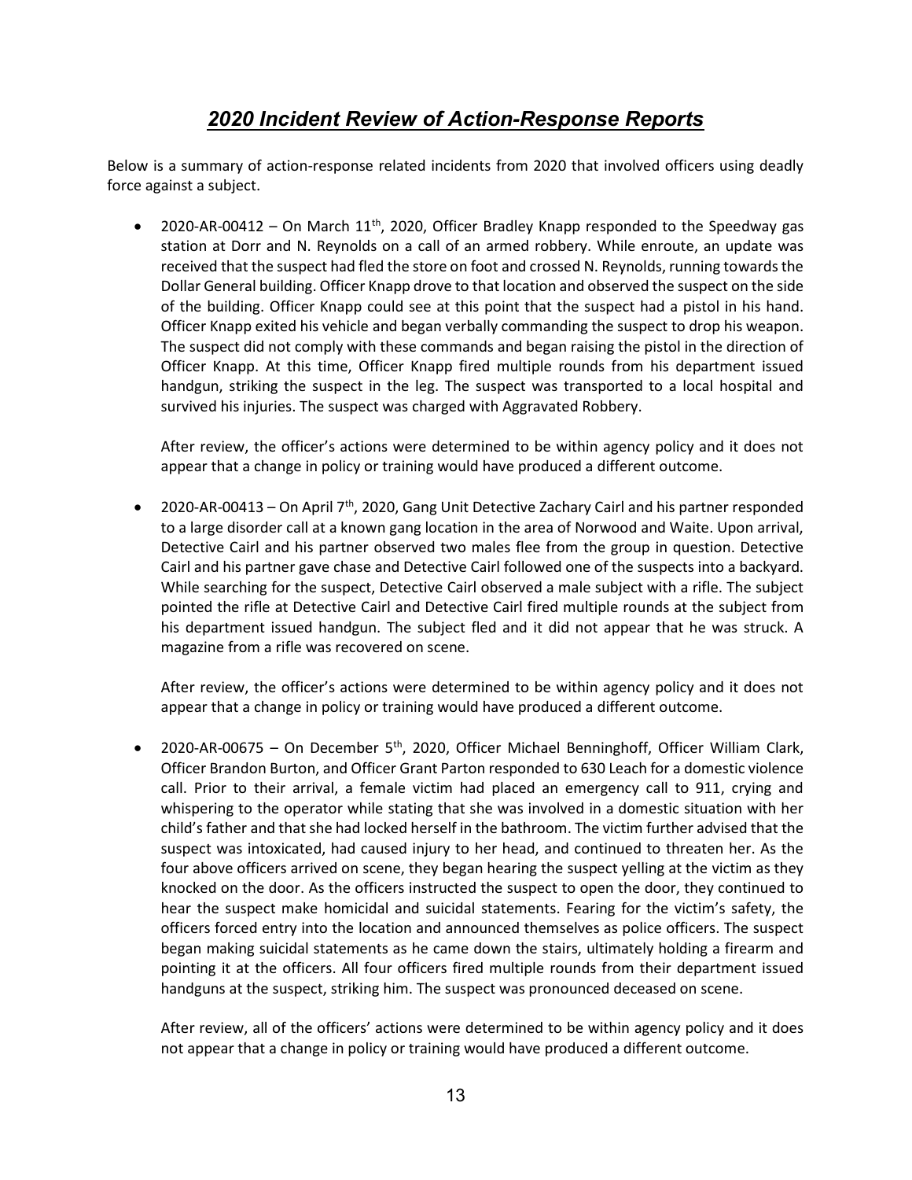# *2020 Incident Review of Action-Response Reports*

Below is a summary of action-response related incidents from 2020 that involved officers using deadly force against a subject.

- 2020-AR-00412 – On March 11th, 2020, Officer Bradley Knapp responded to the Speedway gas station at Dorr and N. Reynolds on a call of an armed robbery. While enroute, an update was received that the suspect had fled the store on foot and crossed N. Reynolds, running towards the Dollar General building. Officer Knapp drove to that location and observed the suspect on the side of the building. Officer Knapp could see at this point that the suspect had a pistol in his hand. Officer Knapp exited his vehicle and began verbally commanding the suspect to drop his weapon. The suspect did not comply with these commands and began raising the pistol in the direction of Officer Knapp. At this time, Officer Knapp fired multiple rounds from his department issued handgun, striking the suspect in the leg. The suspect was transported to a local hospital and survived his injuries. The suspect was charged with Aggravated Robbery.

  After review, the officer's actions were determined to be within agency policy and it does not appear that a change in policy or training would have produced a different outcome.

- 2020-AR-00413 – On April 7th, 2020, Gang Unit Detective Zachary Cairl and his partner responded to a large disorder call at a known gang location in the area of Norwood and Waite. Upon arrival, Detective Cairl and his partner observed two males flee from the group in question. Detective Cairl and his partner gave chase and Detective Cairl followed one of the suspects into a backyard. While searching for the suspect, Detective Cairl observed a male subject with a rifle. The subject pointed the rifle at Detective Cairl and Detective Cairl fired multiple rounds at the subject from his department issued handgun. The subject fled and it did not appear that he was struck. A magazine from a rifle was recovered on scene.

  After review, the officer's actions were determined to be within agency policy and it does not appear that a change in policy or training would have produced a different outcome.

- 2020-AR-00675 – On December 5th, 2020, Officer Michael Benninghoff, Officer William Clark, Officer Brandon Burton, and Officer Grant Parton responded to 630 Leach for a domestic violence call. Prior to their arrival, a female victim had placed an emergency call to 911, crying and whispering to the operator while stating that she was involved in a domestic situation with her child's father and that she had locked herself in the bathroom. The victim further advised that the suspect was intoxicated, had caused injury to her head, and continued to threaten her. As the four above officers arrived on scene, they began hearing the suspect yelling at the victim as they knocked on the door. As the officers instructed the suspect to open the door, they continued to hear the suspect make homicidal and suicidal statements. Fearing for the victim's safety, the officers forced entry into the location and announced themselves as police officers. The suspect began making suicidal statements as he came down the stairs, ultimately holding a firearm and pointing it at the officers. All four officers fired multiple rounds from their department issued handguns at the suspect, striking him. The suspect was pronounced deceased on scene.

  After review, all of the officers' actions were determined to be within agency policy and it does not appear that a change in policy or training would have produced a different outcome.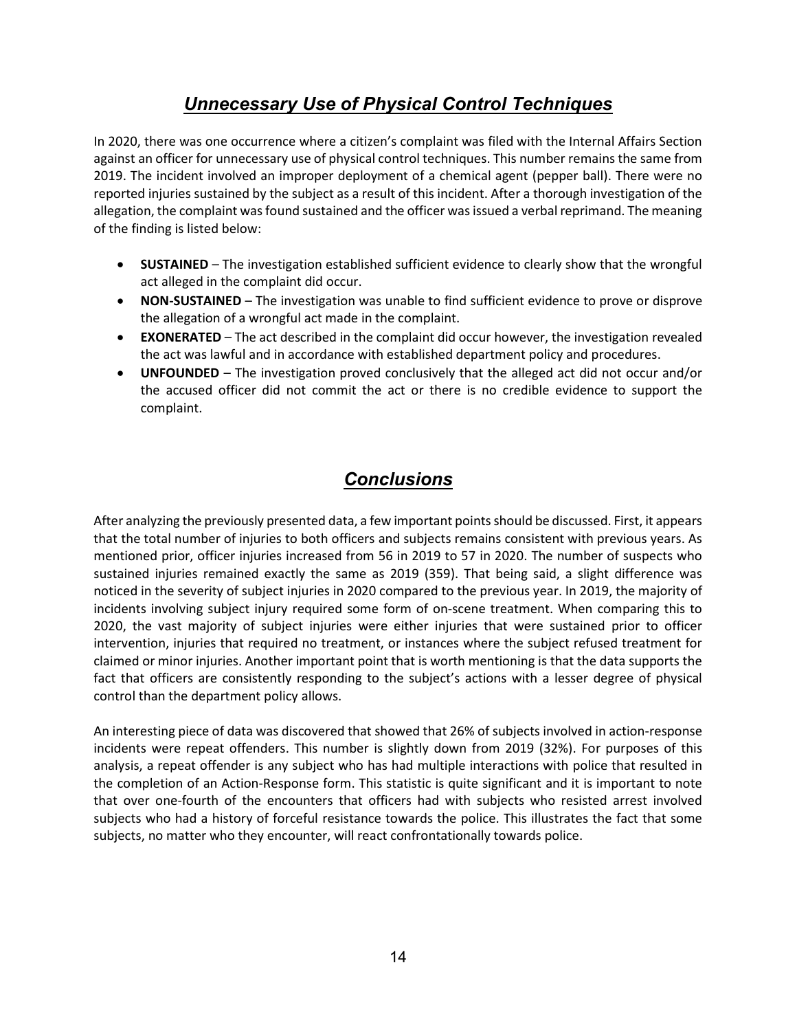## *Unnecessary Use of Physical Control Techniques*

In 2020, there was one occurrence where a citizen's complaint was filed with the Internal Affairs Section against an officer for unnecessary use of physical control techniques. This number remains the same from 2019. The incident involved an improper deployment of a chemical agent (pepper ball). There were no reported injuries sustained by the subject as a result of this incident. After a thorough investigation of the allegation, the complaint was found sustained and the officer was issued a verbal reprimand. The meaning of the finding is listed below:

- **SUSTAINED** – The investigation established sufficient evidence to clearly show that the wrongful act alleged in the complaint did occur.
- **NON-SUSTAINED** – The investigation was unable to find sufficient evidence to prove or disprove the allegation of a wrongful act made in the complaint.
- **EXONERATED** – The act described in the complaint did occur however, the investigation revealed the act was lawful and in accordance with established department policy and procedures.
- **UNFOUNDED** – The investigation proved conclusively that the alleged act did not occur and/or the accused officer did not commit the act or there is no credible evidence to support the complaint.

## *Conclusions*

After analyzing the previously presented data, a few important points should be discussed. First, it appears that the total number of injuries to both officers and subjects remains consistent with previous years. As mentioned prior, officer injuries increased from 56 in 2019 to 57 in 2020. The number of suspects who sustained injuries remained exactly the same as 2019 (359). That being said, a slight difference was noticed in the severity of subject injuries in 2020 compared to the previous year. In 2019, the majority of incidents involving subject injury required some form of on-scene treatment. When comparing this to 2020, the vast majority of subject injuries were either injuries that were sustained prior to officer intervention, injuries that required no treatment, or instances where the subject refused treatment for claimed or minor injuries. Another important point that is worth mentioning is that the data supports the fact that officers are consistently responding to the subject's actions with a lesser degree of physical control than the department policy allows.

An interesting piece of data was discovered that showed that 26% of subjects involved in action-response incidents were repeat offenders. This number is slightly down from 2019 (32%). For purposes of this analysis, a repeat offender is any subject who has had multiple interactions with police that resulted in the completion of an Action-Response form. This statistic is quite significant and it is important to note that over one-fourth of the encounters that officers had with subjects who resisted arrest involved subjects who had a history of forceful resistance towards the police. This illustrates the fact that some subjects, no matter who they encounter, will react confrontationally towards police.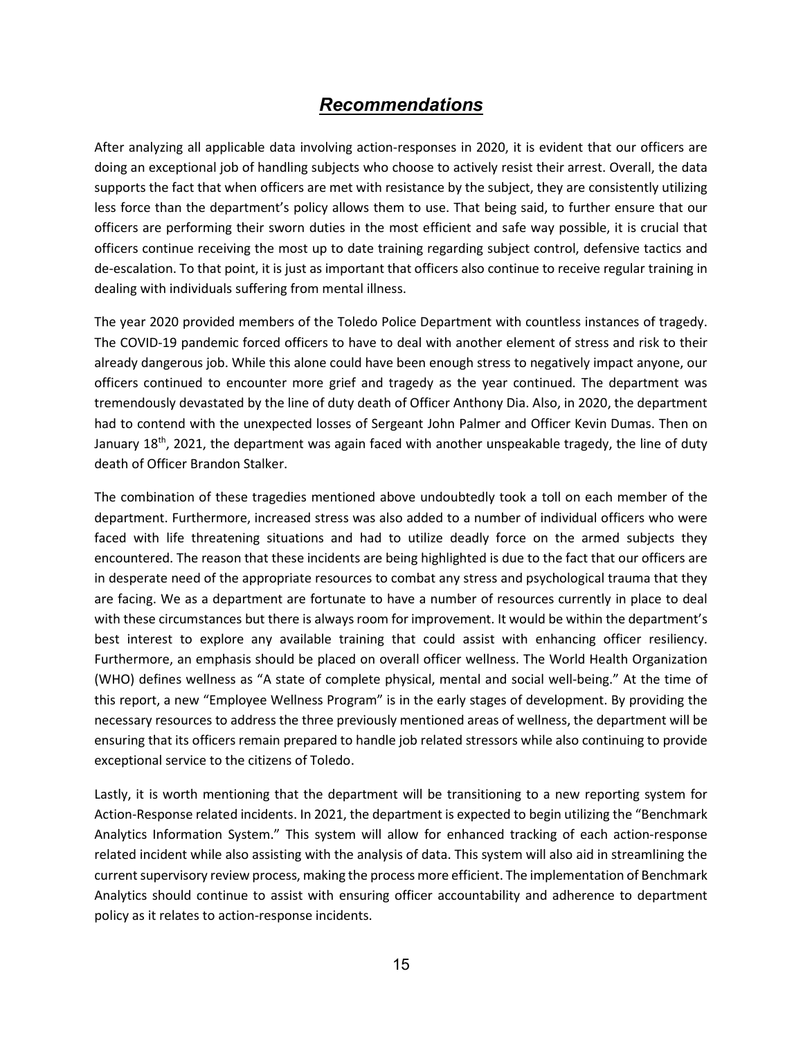# ***Recommendations***

After analyzing all applicable data involving action-responses in 2020, it is evident that our officers are doing an exceptional job of handling subjects who choose to actively resist their arrest. Overall, the data supports the fact that when officers are met with resistance by the subject, they are consistently utilizing less force than the department's policy allows them to use. That being said, to further ensure that our officers are performing their sworn duties in the most efficient and safe way possible, it is crucial that officers continue receiving the most up to date training regarding subject control, defensive tactics and de-escalation. To that point, it is just as important that officers also continue to receive regular training in dealing with individuals suffering from mental illness.

The year 2020 provided members of the Toledo Police Department with countless instances of tragedy. The COVID-19 pandemic forced officers to have to deal with another element of stress and risk to their already dangerous job. While this alone could have been enough stress to negatively impact anyone, our officers continued to encounter more grief and tragedy as the year continued. The department was tremendously devastated by the line of duty death of Officer Anthony Dia. Also, in 2020, the department had to contend with the unexpected losses of Sergeant John Palmer and Officer Kevin Dumas. Then on January 18th, 2021, the department was again faced with another unspeakable tragedy, the line of duty death of Officer Brandon Stalker.

The combination of these tragedies mentioned above undoubtedly took a toll on each member of the department. Furthermore, increased stress was also added to a number of individual officers who were faced with life threatening situations and had to utilize deadly force on the armed subjects they encountered. The reason that these incidents are being highlighted is due to the fact that our officers are in desperate need of the appropriate resources to combat any stress and psychological trauma that they are facing. We as a department are fortunate to have a number of resources currently in place to deal with these circumstances but there is always room for improvement. It would be within the department's best interest to explore any available training that could assist with enhancing officer resiliency. Furthermore, an emphasis should be placed on overall officer wellness. The World Health Organization (WHO) defines wellness as "A state of complete physical, mental and social well-being." At the time of this report, a new "Employee Wellness Program" is in the early stages of development. By providing the necessary resources to address the three previously mentioned areas of wellness, the department will be ensuring that its officers remain prepared to handle job related stressors while also continuing to provide exceptional service to the citizens of Toledo.

Lastly, it is worth mentioning that the department will be transitioning to a new reporting system for Action-Response related incidents. In 2021, the department is expected to begin utilizing the "Benchmark Analytics Information System." This system will allow for enhanced tracking of each action-response related incident while also assisting with the analysis of data. This system will also aid in streamlining the current supervisory review process, making the process more efficient. The implementation of Benchmark Analytics should continue to assist with ensuring officer accountability and adherence to department policy as it relates to action-response incidents.